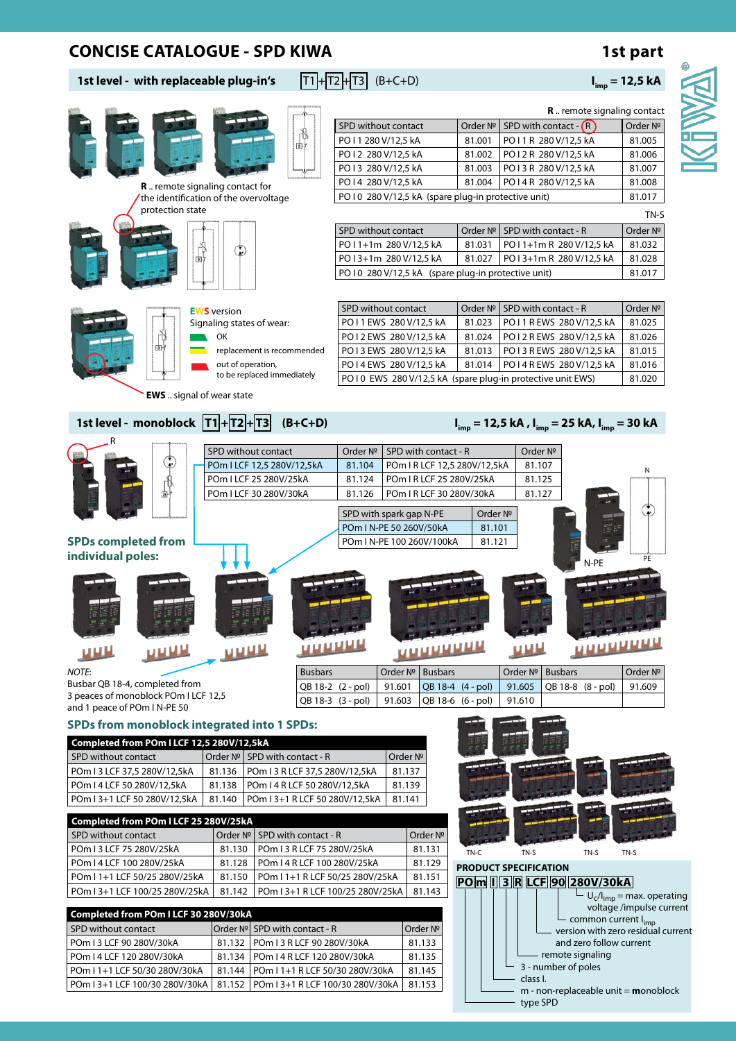# CONCISE CATALOGUE - SPD KIWA

1st part

## 1st level - with replaceable plug-in's T1+T2+T3 (B+C+D) $I_{imp}$ = 12,5 kA

**R** .. remote signaling contact for the identification of the overvoltage protection state

**R** .. remote signaling contact

| SPD without contact | Order № | SPD with contact - (R) | Order № |
|---|---|---|---|
| PO I 1 280 V/12,5 kA | 81.001 | PO I 1 R 280 V/12,5 kA | 81.005 |
| PO I 2 280 V/12,5 kA | 81.002 | PO I 2 R 280 V/12,5 kA | 81.006 |
| PO I 3 280 V/12,5 kA | 81.003 | PO I 3 R 280 V/12,5 kA | 81.007 |
| PO I 4 280 V/12,5 kA | 81.004 | PO I 4 R 280 V/12,5 kA | 81.008 |
| PO I 0 280 V/12,5 kA (spare plug-in protective unit) | | | 81.017 |

TN-S

| SPD without contact | Order № | SPD with contact - R | Order № |
|---|---|---|---|
| PO I 1+1m 280 V/12,5 kA | 81.031 | PO I 1+1m R 280 V/12,5 kA | 81.032 |
| PO I 3+1m 280 V/12,5 kA | 81.027 | PO I 3+1m R 280 V/12,5 kA | 81.028 |
| PO I 0 280 V/12,5 kA (spare plug-in protective unit) | | | 81.017 |

**EWS** version

Signaling states of wear:

- OK
- replacement is recommended
- out of operation, to be replaced immediately

**EWS** .. signal of wear state

| SPD without contact | Order № | SPD with contact - R | Order № |
|---|---|---|---|
| PO I 1 EWS 280 V/12,5 kA | 81.023 | PO I 1 R EWS 280 V/12,5 kA | 81.025 |
| PO I 2 EWS 280 V/12,5 kA | 81.024 | PO I 2 R EWS 280 V/12,5 kA | 81.026 |
| PO I 3 EWS 280 V/12,5 kA | 81.013 | PO I 3 R EWS 280 V/12,5 kA | 81.015 |
| PO I 4 EWS 280 V/12,5 kA | 81.014 | PO I 4 R EWS 280 V/12,5 kA | 81.016 |
| PO I 0 EWS 280 V/12,5 kA (spare plug-in protective unit EWS) | | | 81.020 |

## 1st level - monoblock T1+T2+T3 (B+C+D) $I_{imp}$ = 12,5 kA , $I_{imp}$ = 25 kA, $I_{imp}$ = 30 kA

| SPD without contact | Order № | SPD with contact - R | Order № |
|---|---|---|---|
| POm I LCF 12,5 280V/12,5kA | 81.104 | POm I R LCF 12,5 280V/12,5kA | 81.107 |
| POm I LCF 25 280V/25kA | 81.124 | POm I R LCF 25 280V/25kA | 81.125 |
| POm I LCF 30 280V/30kA | 81.126 | POm I R LCF 30 280V/30kA | 81.127 |

| SPD with spark gap N-PE | Order № |
|---|---|
| POm I N-PE 50 260V/50kA | 81.101 |
| POm I N-PE 100 260V/100kA | 81.121 |

N, N-PE, PE

### SPDs completed from individual poles:

*NOTE*:
Busbar QB 18-4, completed from 3 peaces of monoblock POm I LCF 12,5 and 1 peace of POm I N-PE 50

| Busbars | Order № | Busbars | Order № | Busbars | Order № |
|---|---|---|---|---|---|
| QB 18-2 (2 - pol) | 91.601 | QB 18-4 (4 - pol) | 91.605 | QB 18-8 (8 - pol) | 91.609 |
| QB 18-3 (3 - pol) | 91.603 | QB 18-6 (6 - pol) | 91.610 | | |

### SPDs from monoblock integrated into 1 SPDs:

| **Completed from POm I LCF 12,5 280V/12,5kA** | | | |
|---|---|---|---|
| SPD without contact | Order № | SPD with contact - R | Order № |
| POm I 3 LCF 37,5 280V/12,5kA | 81.136 | POm I 3 R LCF 37,5 280V/12,5kA | 81.137 |
| POm I 4 LCF 50 280V/12,5kA | 81.138 | POm I 4 R LCF 50 280V/12,5kA | 81.139 |
| POm I 3+1 LCF 50 280V/12,5kA | 81.140 | POm I 3+1 R LCF 50 280V/12,5kA | 81.141 |

| **Completed from POm I LCF 25 280V/25kA** | | | |
|---|---|---|---|
| SPD without contact | Order № | SPD with contact - R | Order № |
| POm I 3 LCF 75 280V/25kA | 81.130 | POm I 3 R LCF 75 280V/25kA | 81.131 |
| POm I 4 LCF 100 280V/25kA | 81.128 | POm I 4 R LCF 100 280V/25kA | 81.129 |
| POm I 1+1 LCF 50/25 280V/25kA | 81.150 | POm I 1+1 R LCF 50/25 280V/25kA | 81.151 |
| POm I 3+1 LCF 100/25 280V/25kA | 81.142 | POm I 3+1 R LCF 100/25 280V/25kA | 81.143 |

| **Completed from POm I LCF 30 280V/30kA** | | | |
|---|---|---|---|
| SPD without contact | Order № | SPD with contact - R | Order № |
| POm I 3 LCF 90 280V/30kA | 81.132 | POm I 3 R LCF 90 280V/30kA | 81.133 |
| POm I 4 LCF 120 280V/30kA | 81.134 | POm I 4 R LCF 120 280V/30kA | 81.135 |
| POm I 1+1 LCF 50/30 280V/30kA | 81.144 | POm I 1+1 R LCF 50/30 280V/30kA | 81.145 |
| POm I 3+1 LCF 100/30 280V/30kA | 81.152 | POm I 3+1 R LCF 100/30 280V/30kA | 81.153 |

TN-C, TN-S, TN-S, TN-S

**PRODUCT SPECIFICATION**

**PO m I 3 R LCF 90 280V/30kA**

- $U_c/I_{imp}$ = max. operating voltage /impulse current
- common current $I_{imp}$
- version with zero residual current and zero follow current
- remote signaling
- 3 - number of poles
- class I.
- m - non-replaceable unit = **m**onoblock
- type SPD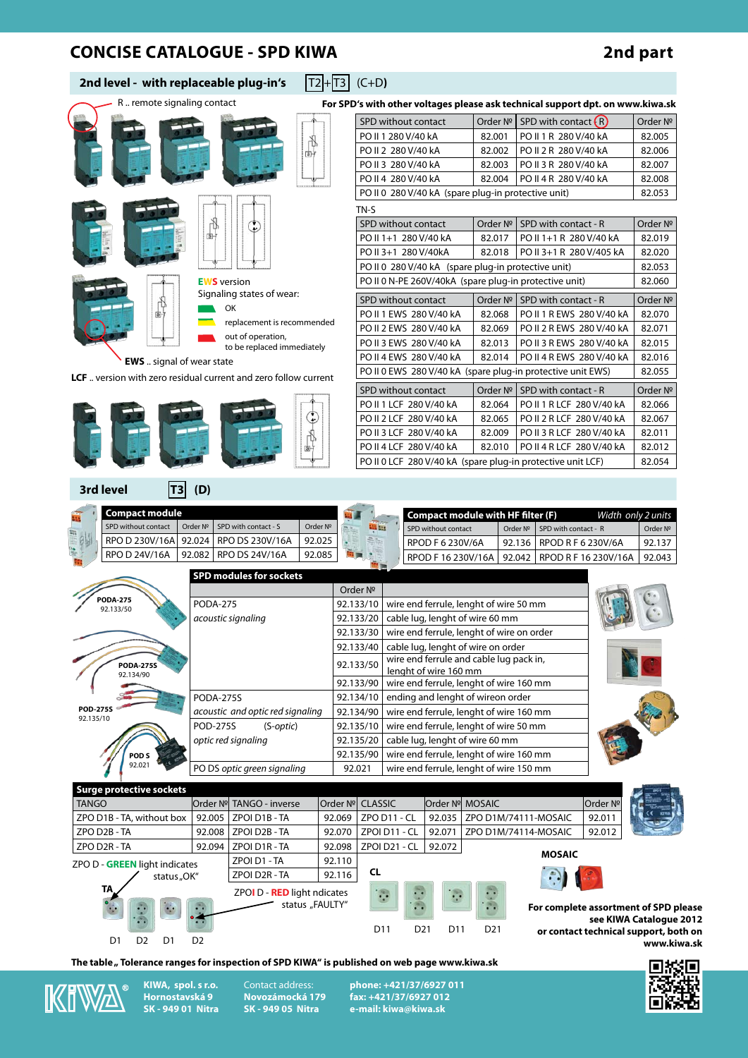# CONCISE CATALOGUE - SPD KIWA

**2nd part**

## 2nd level - with replaceable plug-in's T2+T3 (C+D)

R .. remote signaling contact

**For SPD's with other voltages please ask technical support dpt. on www.kiwa.sk**

| SPD without contact | Order № | SPD with contact (R) | Order № |
|---|---|---|---|
| PO II 1 280 V/40 kA | 82.001 | PO II 1 R 280 V/40 kA | 82.005 |
| PO II 2 280 V/40 kA | 82.002 | PO II 2 R 280 V/40 kA | 82.006 |
| PO II 3 280 V/40 kA | 82.003 | PO II 3 R 280 V/40 kA | 82.007 |
| PO II 4 280 V/40 kA | 82.004 | PO II 4 R 280 V/40 kA | 82.008 |
| PO II 0 280 V/40 kA (spare plug-in protective unit) | | | 82.053 |

TN-S

| SPD without contact | Order № | SPD with contact - R | Order № |
|---|---|---|---|
| PO II 1+1 280 V/40 kA | 82.017 | PO II 1+1 R 280 V/40 kA | 82.019 |
| PO II 3+1 280 V/40kA | 82.018 | PO II 3+1 R 280 V/405 kA | 82.020 |
| PO II 0 280 V/40 kA (spare plug-in protective unit) | | | 82.053 |
| PO II 0 N-PE 260V/40kA (spare plug-in protective unit) | | | 82.060 |

**EWS** version
Signaling states of wear:
- OK
- replacement is recommended
- out of operation, to be replaced immediately

**EWS** .. signal of wear state

| SPD without contact | Order № | SPD with contact - R | Order № |
|---|---|---|---|
| PO II 1 EWS 280 V/40 kA | 82.068 | PO II 1 R EWS 280 V/40 kA | 82.070 |
| PO II 2 EWS 280 V/40 kA | 82.069 | PO II 2 R EWS 280 V/40 kA | 82.071 |
| PO II 3 EWS 280 V/40 kA | 82.013 | PO II 3 R EWS 280 V/40 kA | 82.015 |
| PO II 4 EWS 280 V/40 kA | 82.014 | PO II 4 R EWS 280 V/40 kA | 82.016 |
| PO II 0 EWS 280 V/40 kA (spare plug-in protective unit EWS) | | | 82.055 |

**LCF** .. version with zero residual current and zero follow current

| SPD without contact | Order № | SPD with contact - R | Order № |
|---|---|---|---|
| PO II 1 LCF 280 V/40 kA | 82.064 | PO II 1 R LCF 280 V/40 kA | 82.066 |
| PO II 2 LCF 280 V/40 kA | 82.065 | PO II 2 R LCF 280 V/40 kA | 82.067 |
| PO II 3 LCF 280 V/40 kA | 82.009 | PO II 3 R LCF 280 V/40 kA | 82.011 |
| PO II 4 LCF 280 V/40 kA | 82.010 | PO II 4 R LCF 280 V/40 kA | 82.012 |
| PO II 0 LCF 280 V/40 kA (spare plug-in protective unit LCF) | | | 82.054 |

## 3rd level T3 (D)

**Compact module**

| SPD without contact | Order № | SPD with contact - S | Order № |
|---|---|---|---|
| RPO D 230V/16A | 92.024 | RPO DS 230V/16A | 92.025 |
| RPO D 24V/16A | 92.082 | RPO DS 24V/16A | 92.085 |

**Compact module with HF filter (F)** *Width only 2 units*

| SPD without contact | Order № | SPD with contact - R | Order № |
|---|---|---|---|
| RPOD F 6 230V/6A | 92.136 | RPOD R F 6 230V/6A | 92.137 |
| RPOD F 16 230V/16A | 92.042 | RPOD R F 16 230V/16A | 92.043 |

**SPD modules for sockets**

PODA-275 92.133/50; PODA-275S 92.134/90; POD-275S 92.135/10; POD S 92.021

| | Order № | |
|---|---|---|
| PODA-275 *acoustic signaling* | 92.133/10 | wire end ferrule, lenght of wire 50 mm |
| | 92.133/20 | cable lug, lenght of wire 60 mm |
| | 92.133/30 | wire end ferrule, lenght of wire on order |
| | 92.133/40 | cable lug, lenght of wire on order |
| | 92.133/50 | wire end ferrule and cable lug pack in, lenght of wire 160 mm |
| | 92.133/90 | wire end ferrule, lenght of wire 160 mm |
| PODA-275S | 92.134/10 | ending and lenght of wireon order |
| *acoustic and optic red signaling* | 92.134/90 | wire end ferrule, lenght of wire 160 mm |
| POD-275S (S-optic) | 92.135/10 | wire end ferrule, lenght of wire 50 mm |
| *optic red signaling* | 92.135/20 | cable lug, lenght of wire 60 mm |
| | 92.135/90 | wire end ferrule, lenght of wire 160 mm |
| PO DS *optic green signaling* | 92.021 | wire end ferrule, lenght of wire 150 mm |

**Surge protective sockets**

| TANGO | Order № | TANGO - inverse | Order № | CLASSIC | Order № | MOSAIC | Order № |
|---|---|---|---|---|---|---|---|
| ZPO D1B - TA, without box | 92.005 | ZPOI D1B - TA | 92.069 | ZPO D11 - CL | 92.035 | ZPO D1M/74111-MOSAIC | 92.011 |
| ZPO D2B - TA | 92.008 | ZPOI D2B - TA | 92.070 | ZPOI D11 - CL | 92.071 | ZPO D1M/74114-MOSAIC | 92.012 |
| ZPO D2R - TA | 92.094 | ZPOI D1R - TA | 92.098 | ZPOI D21 - CL | 92.072 | | |
| | | ZPOI D1 - TA | 92.110 | | | | |
| | | ZPOI D2R - TA | 92.116 | | | | |

ZPO D - **GREEN** light indicates status „OK"

ZPO**I** D - **RED** light ndicates status „FAULTY"

TA: D1 D2 D1 D2

CL: D11 D21 D11 D21

MOSAIC

**For complete assortment of SPD please see KIWA Catalogue 2012 or contact technical support, both on www.kiwa.sk**

**The table „ Tolerance ranges for inspection of SPD KIWA" is published on web page www.kiwa.sk**

**KIWA, spol. s r.o.**
**Hornostavská 9**
**SK - 949 01 Nitra**

Contact address:
**Novozámocká 179**
**SK - 949 05 Nitra**

**phone: +421/37/6927 011**
**fax: +421/37/6927 012**
**e-mail: kiwa@kiwa.sk**